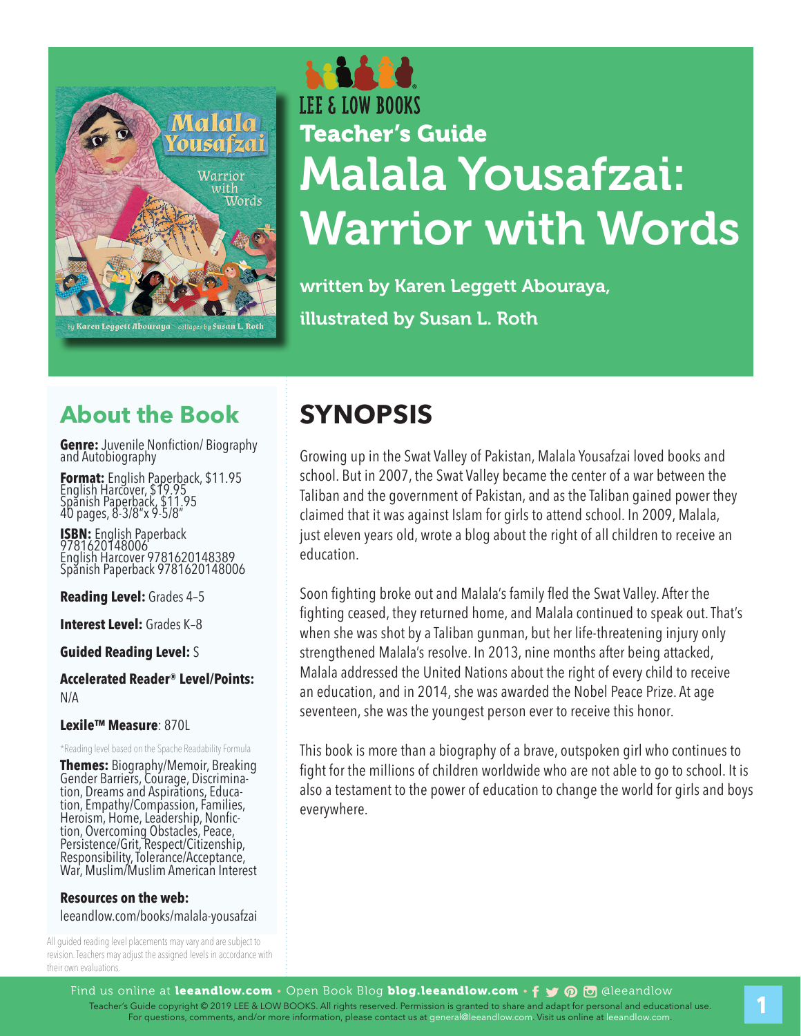LEE & LOW BOOKS

# Teacher's Guide

# Malala Yousafzai: Warrior with Words

written by Karen Leggett Abouraya,
illustrated by Susan L. Roth

## About the Book

**Genre:** Juvenile Nonfiction/ Biography and Autobiography

**Format:** English Paperback, $11.95
English Harcover, $19.95
Spanish Paperback, $11.95
40 pages, 8-3/8"x 9-5/8"

**ISBN:** English Paperback 9781620148006
English Harcover 9781620148389
Spanish Paperback 9781620148006

**Reading Level:** Grades 4–5

**Interest Level:** Grades K–8

**Guided Reading Level:** S

**Accelerated Reader® Level/Points:** N/A

**Lexile™ Measure**: 870L

*Reading level based on the Spache Readability Formula

**Themes:** Biography/Memoir, Breaking Gender Barriers, Courage, Discrimination, Dreams and Aspirations, Education, Empathy/Compassion, Families, Heroism, Home, Leadership, Nonfiction, Overcoming Obstacles, Peace, Persistence/Grit, Respect/Citizenship, Responsibility, Tolerance/Acceptance, War, Muslim/Muslim American Interest

**Resources on the web:**
leeandlow.com/books/malala-yousafzai

All guided reading level placements may vary and are subject to revision. Teachers may adjust the assigned levels in accordance with their own evaluations.

## SYNOPSIS

Growing up in the Swat Valley of Pakistan, Malala Yousafzai loved books and school. But in 2007, the Swat Valley became the center of a war between the Taliban and the government of Pakistan, and as the Taliban gained power they claimed that it was against Islam for girls to attend school. In 2009, Malala, just eleven years old, wrote a blog about the right of all children to receive an education.

Soon fighting broke out and Malala's family fled the Swat Valley. After the fighting ceased, they returned home, and Malala continued to speak out. That's when she was shot by a Taliban gunman, but her life-threatening injury only strengthened Malala's resolve. In 2013, nine months after being attacked, Malala addressed the United Nations about the right of every child to receive an education, and in 2014, she was awarded the Nobel Peace Prize. At age seventeen, she was the youngest person ever to receive this honor.

This book is more than a biography of a brave, outspoken girl who continues to fight for the millions of children worldwide who are not able to go to school. It is also a testament to the power of education to change the world for girls and boys everywhere.

Find us online at **leeandlow.com** • Open Book Blog **blog.leeandlow.com** • @leeandlow

Teacher's Guide copyright © 2019 LEE & LOW BOOKS. All rights reserved. Permission is granted to share and adapt for personal and educational use. For questions, comments, and/or more information, please contact us at general@leeandlow.com. Visit us online at leeandlow.com.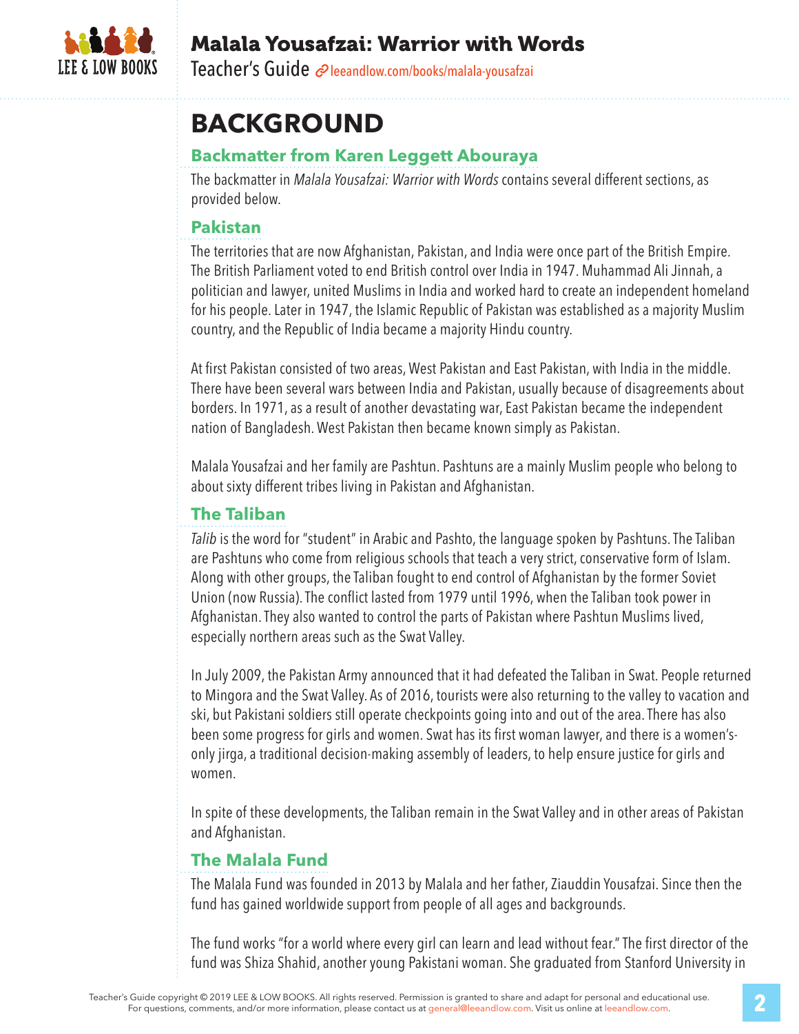# BACKGROUND

## Backmatter from Karen Leggett Abouraya

The backmatter in *Malala Yousafzai: Warrior with Words* contains several different sections, as provided below.

## Pakistan

The territories that are now Afghanistan, Pakistan, and India were once part of the British Empire. The British Parliament voted to end British control over India in 1947. Muhammad Ali Jinnah, a politician and lawyer, united Muslims in India and worked hard to create an independent homeland for his people. Later in 1947, the Islamic Republic of Pakistan was established as a majority Muslim country, and the Republic of India became a majority Hindu country.

At first Pakistan consisted of two areas, West Pakistan and East Pakistan, with India in the middle. There have been several wars between India and Pakistan, usually because of disagreements about borders. In 1971, as a result of another devastating war, East Pakistan became the independent nation of Bangladesh. West Pakistan then became known simply as Pakistan.

Malala Yousafzai and her family are Pashtun. Pashtuns are a mainly Muslim people who belong to about sixty different tribes living in Pakistan and Afghanistan.

## The Taliban

*Talib* is the word for "student" in Arabic and Pashto, the language spoken by Pashtuns. The Taliban are Pashtuns who come from religious schools that teach a very strict, conservative form of Islam. Along with other groups, the Taliban fought to end control of Afghanistan by the former Soviet Union (now Russia). The conflict lasted from 1979 until 1996, when the Taliban took power in Afghanistan. They also wanted to control the parts of Pakistan where Pashtun Muslims lived, especially northern areas such as the Swat Valley.

In July 2009, the Pakistan Army announced that it had defeated the Taliban in Swat. People returned to Mingora and the Swat Valley. As of 2016, tourists were also returning to the valley to vacation and ski, but Pakistani soldiers still operate checkpoints going into and out of the area. There has also been some progress for girls and women. Swat has its first woman lawyer, and there is a women's-only jirga, a traditional decision-making assembly of leaders, to help ensure justice for girls and women.

In spite of these developments, the Taliban remain in the Swat Valley and in other areas of Pakistan and Afghanistan.

## The Malala Fund

The Malala Fund was founded in 2013 by Malala and her father, Ziauddin Yousafzai. Since then the fund has gained worldwide support from people of all ages and backgrounds.

The fund works "for a world where every girl can learn and lead without fear." The first director of the fund was Shiza Shahid, another young Pakistani woman. She graduated from Stanford University in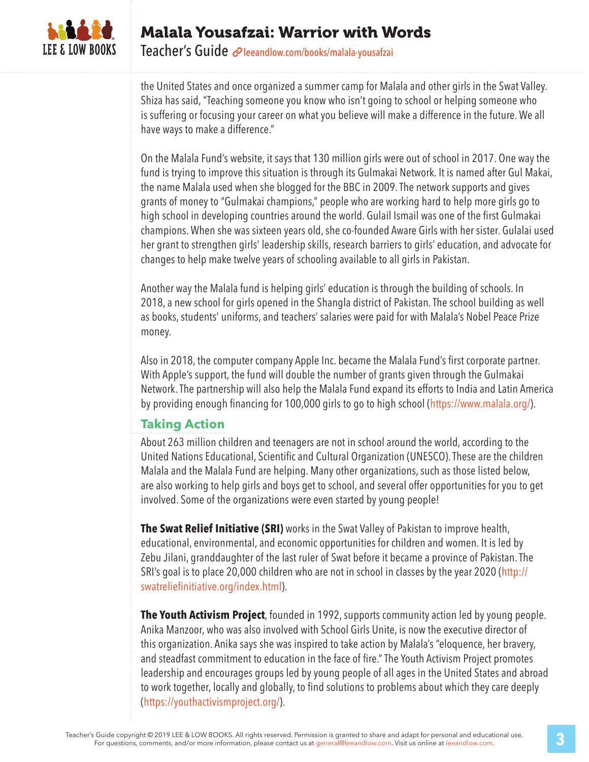the United States and once organized a summer camp for Malala and other girls in the Swat Valley. Shiza has said, "Teaching someone you know who isn't going to school or helping someone who is suffering or focusing your career on what you believe will make a difference in the future. We all have ways to make a difference."

On the Malala Fund's website, it says that 130 million girls were out of school in 2017. One way the fund is trying to improve this situation is through its Gulmakai Network. It is named after Gul Makai, the name Malala used when she blogged for the BBC in 2009. The network supports and gives grants of money to "Gulmakai champions," people who are working hard to help more girls go to high school in developing countries around the world. Gulail Ismail was one of the first Gulmakai champions. When she was sixteen years old, she co-founded Aware Girls with her sister. Gulalai used her grant to strengthen girls' leadership skills, research barriers to girls' education, and advocate for changes to help make twelve years of schooling available to all girls in Pakistan.

Another way the Malala fund is helping girls' education is through the building of schools. In 2018, a new school for girls opened in the Shangla district of Pakistan. The school building as well as books, students' uniforms, and teachers' salaries were paid for with Malala's Nobel Peace Prize money.

Also in 2018, the computer company Apple Inc. became the Malala Fund's first corporate partner. With Apple's support, the fund will double the number of grants given through the Gulmakai Network. The partnership will also help the Malala Fund expand its efforts to India and Latin America by providing enough financing for 100,000 girls to go to high school (https://www.malala.org/).

## Taking Action

About 263 million children and teenagers are not in school around the world, according to the United Nations Educational, Scientific and Cultural Organization (UNESCO). These are the children Malala and the Malala Fund are helping. Many other organizations, such as those listed below, are also working to help girls and boys get to school, and several offer opportunities for you to get involved. Some of the organizations were even started by young people!

**The Swat Relief Initiative (SRI)** works in the Swat Valley of Pakistan to improve health, educational, environmental, and economic opportunities for children and women. It is led by Zebu Jilani, granddaughter of the last ruler of Swat before it became a province of Pakistan. The SRI's goal is to place 20,000 children who are not in school in classes by the year 2020 (http://swatreliefinitiative.org/index.html).

**The Youth Activism Project**, founded in 1992, supports community action led by young people. Anika Manzoor, who was also involved with School Girls Unite, is now the executive director of this organization. Anika says she was inspired to take action by Malala's "eloquence, her bravery, and steadfast commitment to education in the face of fire." The Youth Activism Project promotes leadership and encourages groups led by young people of all ages in the United States and abroad to work together, locally and globally, to find solutions to problems about which they care deeply (https://youthactivismproject.org/).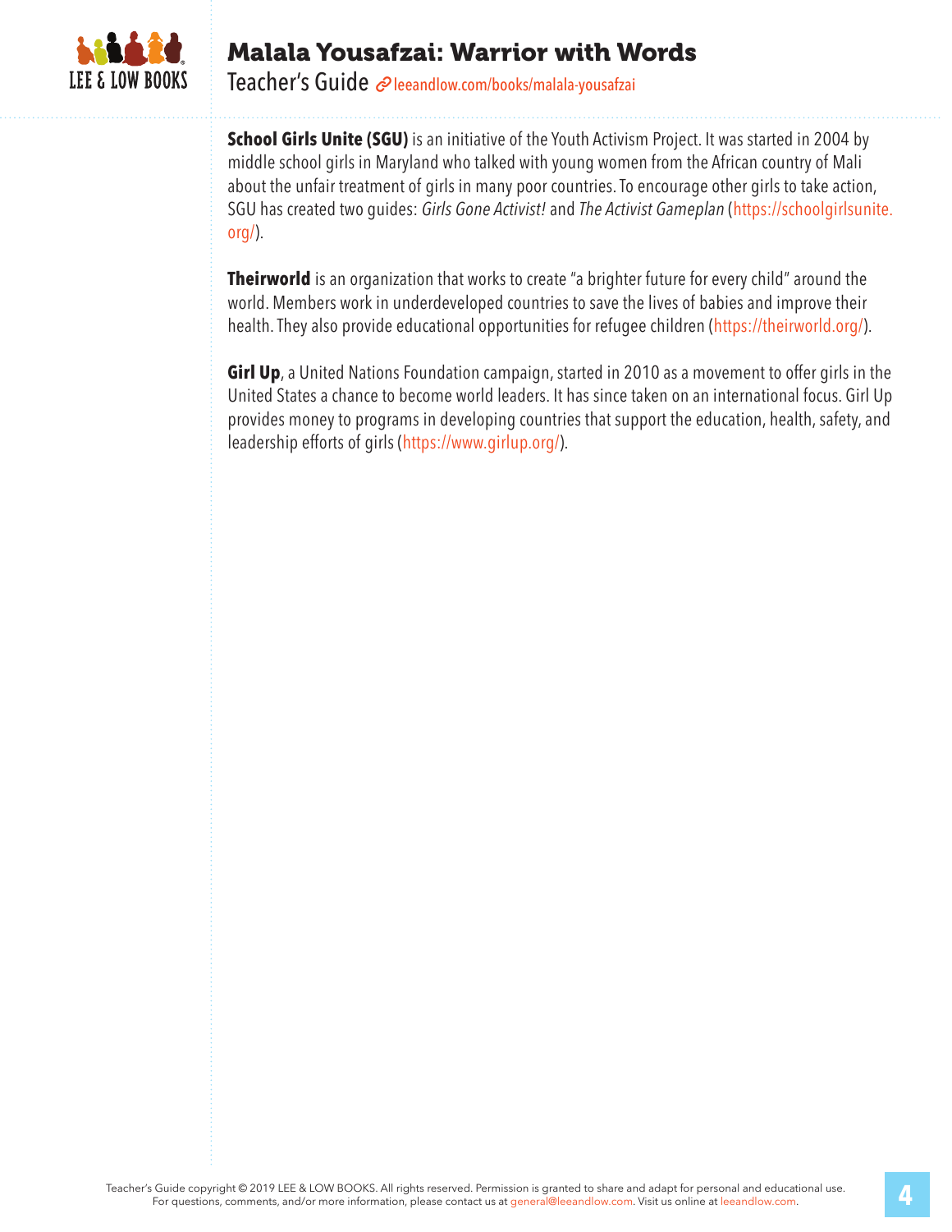**School Girls Unite (SGU)** is an initiative of the Youth Activism Project. It was started in 2004 by middle school girls in Maryland who talked with young women from the African country of Mali about the unfair treatment of girls in many poor countries. To encourage other girls to take action, SGU has created two guides: *Girls Gone Activist!* and *The Activist Gameplan* (https://schoolgirlsunite.org/).

**Theirworld** is an organization that works to create "a brighter future for every child" around the world. Members work in underdeveloped countries to save the lives of babies and improve their health. They also provide educational opportunities for refugee children (https://theirworld.org/).

**Girl Up**, a United Nations Foundation campaign, started in 2010 as a movement to offer girls in the United States a chance to become world leaders. It has since taken on an international focus. Girl Up provides money to programs in developing countries that support the education, health, safety, and leadership efforts of girls (https://www.girlup.org/).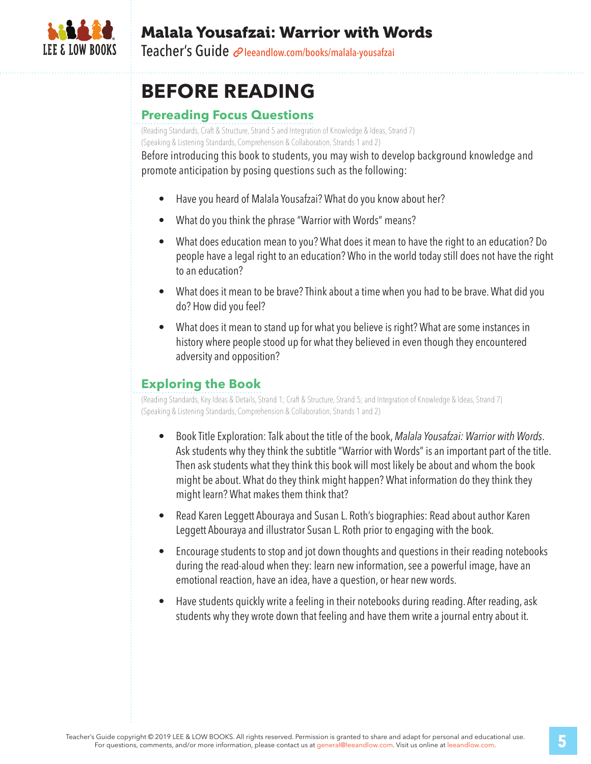# BEFORE READING

## Prereading Focus Questions

(Reading Standards, Craft & Structure, Strand 5 and Integration of Knowledge & Ideas, Strand 7)
(Speaking & Listening Standards, Comprehension & Collaboration, Strands 1 and 2)

Before introducing this book to students, you may wish to develop background knowledge and promote anticipation by posing questions such as the following:

- Have you heard of Malala Yousafzai? What do you know about her?
- What do you think the phrase "Warrior with Words" means?
- What does education mean to you? What does it mean to have the right to an education? Do people have a legal right to an education? Who in the world today still does not have the right to an education?
- What does it mean to be brave? Think about a time when you had to be brave. What did you do? How did you feel?
- What does it mean to stand up for what you believe is right? What are some instances in history where people stood up for what they believed in even though they encountered adversity and opposition?

## Exploring the Book

(Reading Standards, Key Ideas & Details, Strand 1; Craft & Structure, Strand 5; and Integration of Knowledge & Ideas, Strand 7)
(Speaking & Listening Standards, Comprehension & Collaboration, Strands 1 and 2)

- Book Title Exploration: Talk about the title of the book, *Malala Yousafzai: Warrior with Words*. Ask students why they think the subtitle "Warrior with Words" is an important part of the title. Then ask students what they think this book will most likely be about and whom the book might be about. What do they think might happen? What information do they think they might learn? What makes them think that?
- Read Karen Leggett Abouraya and Susan L. Roth's biographies: Read about author Karen Leggett Abouraya and illustrator Susan L. Roth prior to engaging with the book.
- Encourage students to stop and jot down thoughts and questions in their reading notebooks during the read-aloud when they: learn new information, see a powerful image, have an emotional reaction, have an idea, have a question, or hear new words.
- Have students quickly write a feeling in their notebooks during reading. After reading, ask students why they wrote down that feeling and have them write a journal entry about it.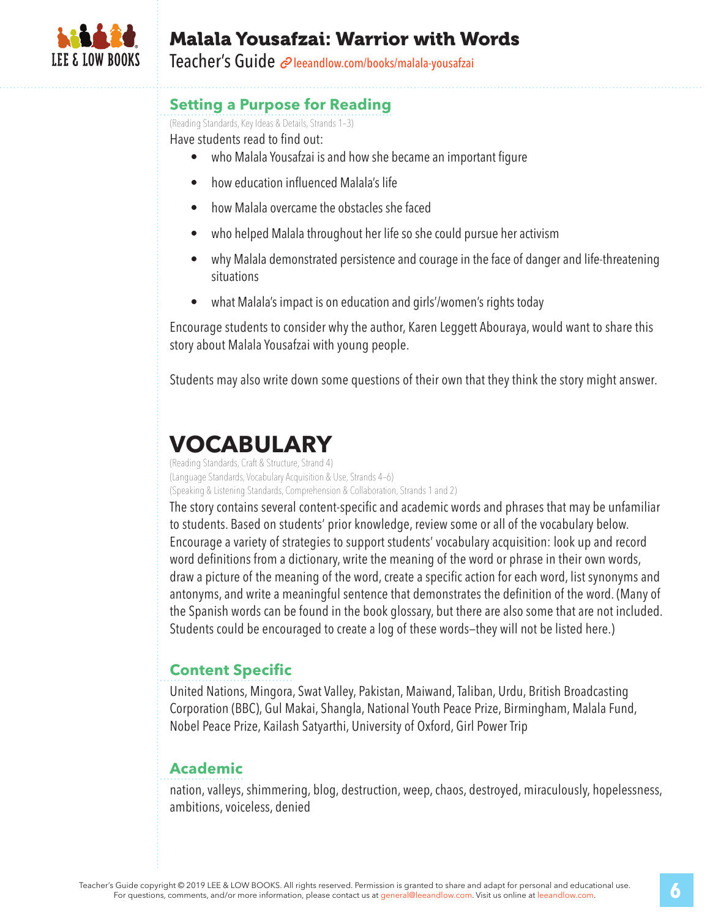## Setting a Purpose for Reading

(Reading Standards, Key Ideas & Details, Strands 1–3)

Have students read to find out:

- who Malala Yousafzai is and how she became an important figure
- how education influenced Malala's life
- how Malala overcame the obstacles she faced
- who helped Malala throughout her life so she could pursue her activism
- why Malala demonstrated persistence and courage in the face of danger and life-threatening situations
- what Malala's impact is on education and girls'/women's rights today

Encourage students to consider why the author, Karen Leggett Abouraya, would want to share this story about Malala Yousafzai with young people.

Students may also write down some questions of their own that they think the story might answer.

# VOCABULARY

(Reading Standards, Craft & Structure, Strand 4)
(Language Standards, Vocabulary Acquisition & Use, Strands 4–6)
(Speaking & Listening Standards, Comprehension & Collaboration, Strands 1 and 2)

The story contains several content-specific and academic words and phrases that may be unfamiliar to students. Based on students' prior knowledge, review some or all of the vocabulary below. Encourage a variety of strategies to support students' vocabulary acquisition: look up and record word definitions from a dictionary, write the meaning of the word or phrase in their own words, draw a picture of the meaning of the word, create a specific action for each word, list synonyms and antonyms, and write a meaningful sentence that demonstrates the definition of the word. (Many of the Spanish words can be found in the book glossary, but there are also some that are not included. Students could be encouraged to create a log of these words–they will not be listed here.)

## Content Specific

United Nations, Mingora, Swat Valley, Pakistan, Maiwand, Taliban, Urdu, British Broadcasting Corporation (BBC), Gul Makai, Shangla, National Youth Peace Prize, Birmingham, Malala Fund, Nobel Peace Prize, Kailash Satyarthi, University of Oxford, Girl Power Trip

## Academic

nation, valleys, shimmering, blog, destruction, weep, chaos, destroyed, miraculously, hopelessness, ambitions, voiceless, denied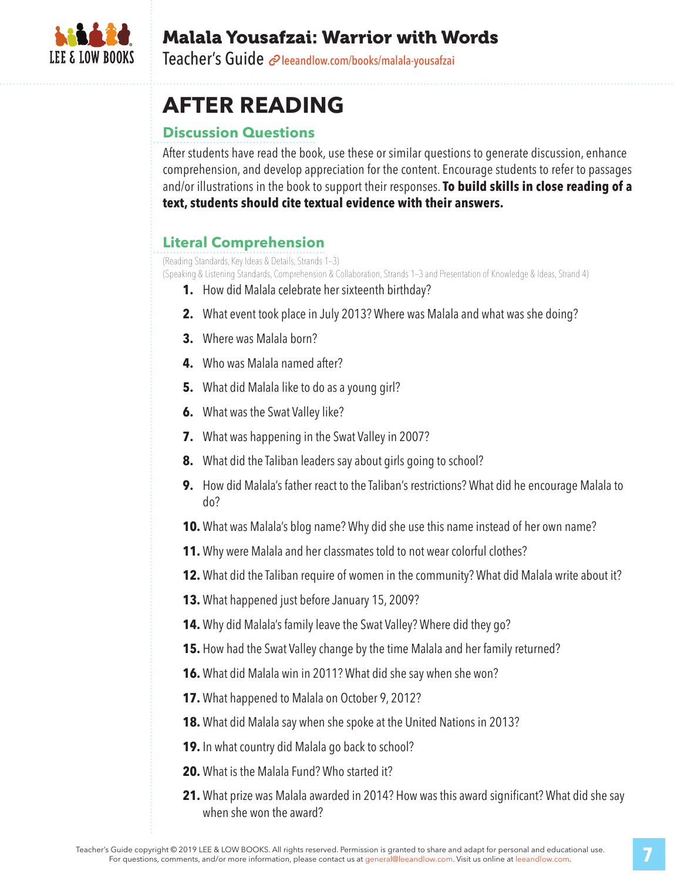# AFTER READING

## Discussion Questions

After students have read the book, use these or similar questions to generate discussion, enhance comprehension, and develop appreciation for the content. Encourage students to refer to passages and/or illustrations in the book to support their responses. **To build skills in close reading of a text, students should cite textual evidence with their answers.**

## Literal Comprehension

(Reading Standards, Key Ideas & Details, Strands 1–3)
(Speaking & Listening Standards, Comprehension & Collaboration, Strands 1–3 and Presentation of Knowledge & Ideas, Strand 4)

1. How did Malala celebrate her sixteenth birthday?
2. What event took place in July 2013? Where was Malala and what was she doing?
3. Where was Malala born?
4. Who was Malala named after?
5. What did Malala like to do as a young girl?
6. What was the Swat Valley like?
7. What was happening in the Swat Valley in 2007?
8. What did the Taliban leaders say about girls going to school?
9. How did Malala's father react to the Taliban's restrictions? What did he encourage Malala to do?
10. What was Malala's blog name? Why did she use this name instead of her own name?
11. Why were Malala and her classmates told to not wear colorful clothes?
12. What did the Taliban require of women in the community? What did Malala write about it?
13. What happened just before January 15, 2009?
14. Why did Malala's family leave the Swat Valley? Where did they go?
15. How had the Swat Valley change by the time Malala and her family returned?
16. What did Malala win in 2011? What did she say when she won?
17. What happened to Malala on October 9, 2012?
18. What did Malala say when she spoke at the United Nations in 2013?
19. In what country did Malala go back to school?
20. What is the Malala Fund? Who started it?
21. What prize was Malala awarded in 2014? How was this award significant? What did she say when she won the award?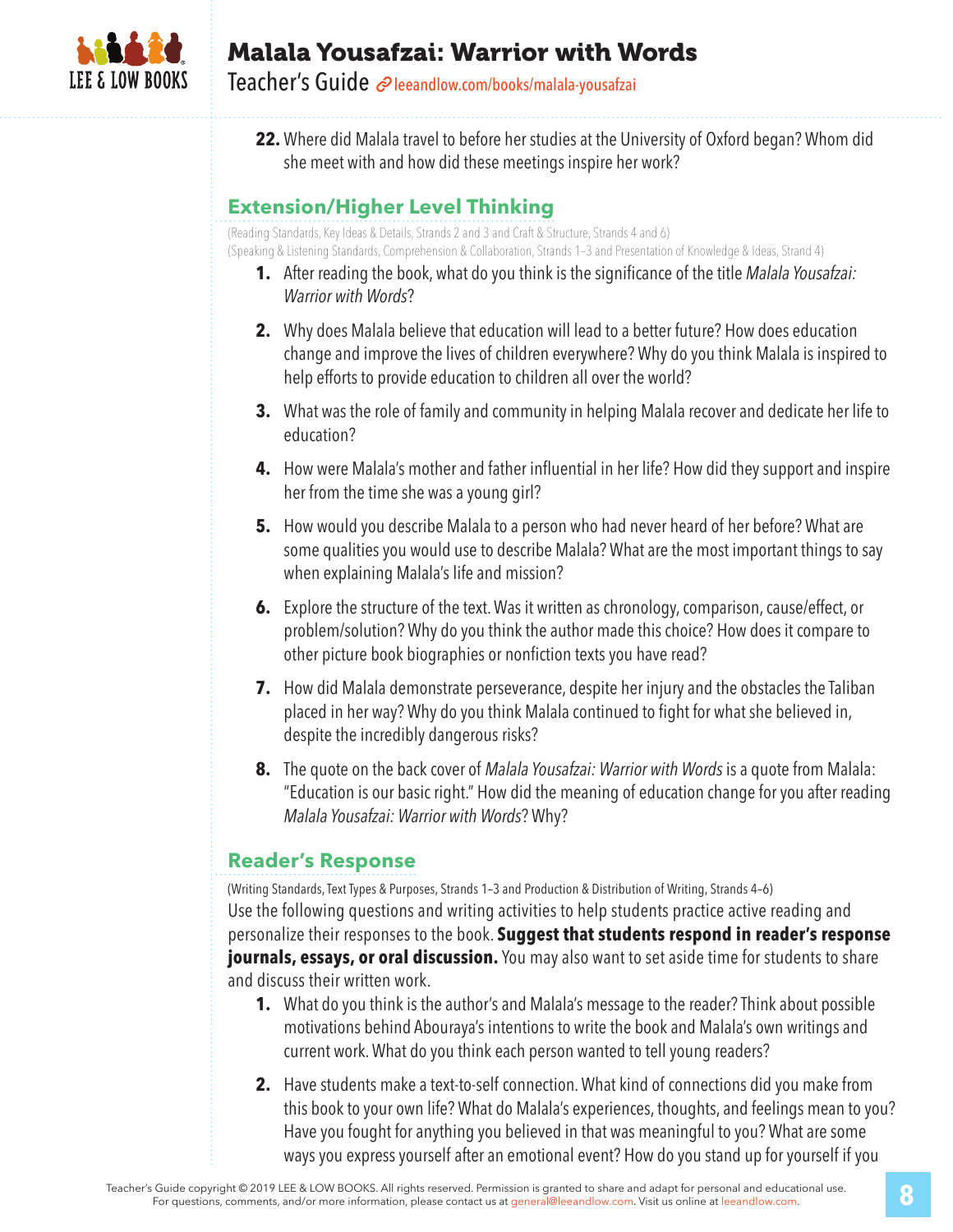22. Where did Malala travel to before her studies at the University of Oxford began? Whom did she meet with and how did these meetings inspire her work?

## Extension/Higher Level Thinking

(Reading Standards, Key Ideas & Details, Strands 2 and 3 and Craft & Structure, Strands 4 and 6)
(Speaking & Listening Standards, Comprehension & Collaboration, Strands 1–3 and Presentation of Knowledge & Ideas, Strand 4)

1. After reading the book, what do you think is the significance of the title *Malala Yousafzai: Warrior with Words*?
2. Why does Malala believe that education will lead to a better future? How does education change and improve the lives of children everywhere? Why do you think Malala is inspired to help efforts to provide education to children all over the world?
3. What was the role of family and community in helping Malala recover and dedicate her life to education?
4. How were Malala's mother and father influential in her life? How did they support and inspire her from the time she was a young girl?
5. How would you describe Malala to a person who had never heard of her before? What are some qualities you would use to describe Malala? What are the most important things to say when explaining Malala's life and mission?
6. Explore the structure of the text. Was it written as chronology, comparison, cause/effect, or problem/solution? Why do you think the author made this choice? How does it compare to other picture book biographies or nonfiction texts you have read?
7. How did Malala demonstrate perseverance, despite her injury and the obstacles the Taliban placed in her way? Why do you think Malala continued to fight for what she believed in, despite the incredibly dangerous risks?
8. The quote on the back cover of *Malala Yousafzai: Warrior with Words* is a quote from Malala: "Education is our basic right." How did the meaning of education change for you after reading *Malala Yousafzai: Warrior with Words*? Why?

## Reader's Response

(Writing Standards, Text Types & Purposes, Strands 1–3 and Production & Distribution of Writing, Strands 4–6)

Use the following questions and writing activities to help students practice active reading and personalize their responses to the book. **Suggest that students respond in reader's response journals, essays, or oral discussion.** You may also want to set aside time for students to share and discuss their written work.

1. What do you think is the author's and Malala's message to the reader? Think about possible motivations behind Abouraya's intentions to write the book and Malala's own writings and current work. What do you think each person wanted to tell young readers?
2. Have students make a text-to-self connection. What kind of connections did you make from this book to your own life? What do Malala's experiences, thoughts, and feelings mean to you? Have you fought for anything you believed in that was meaningful to you? What are some ways you express yourself after an emotional event? How do you stand up for yourself if you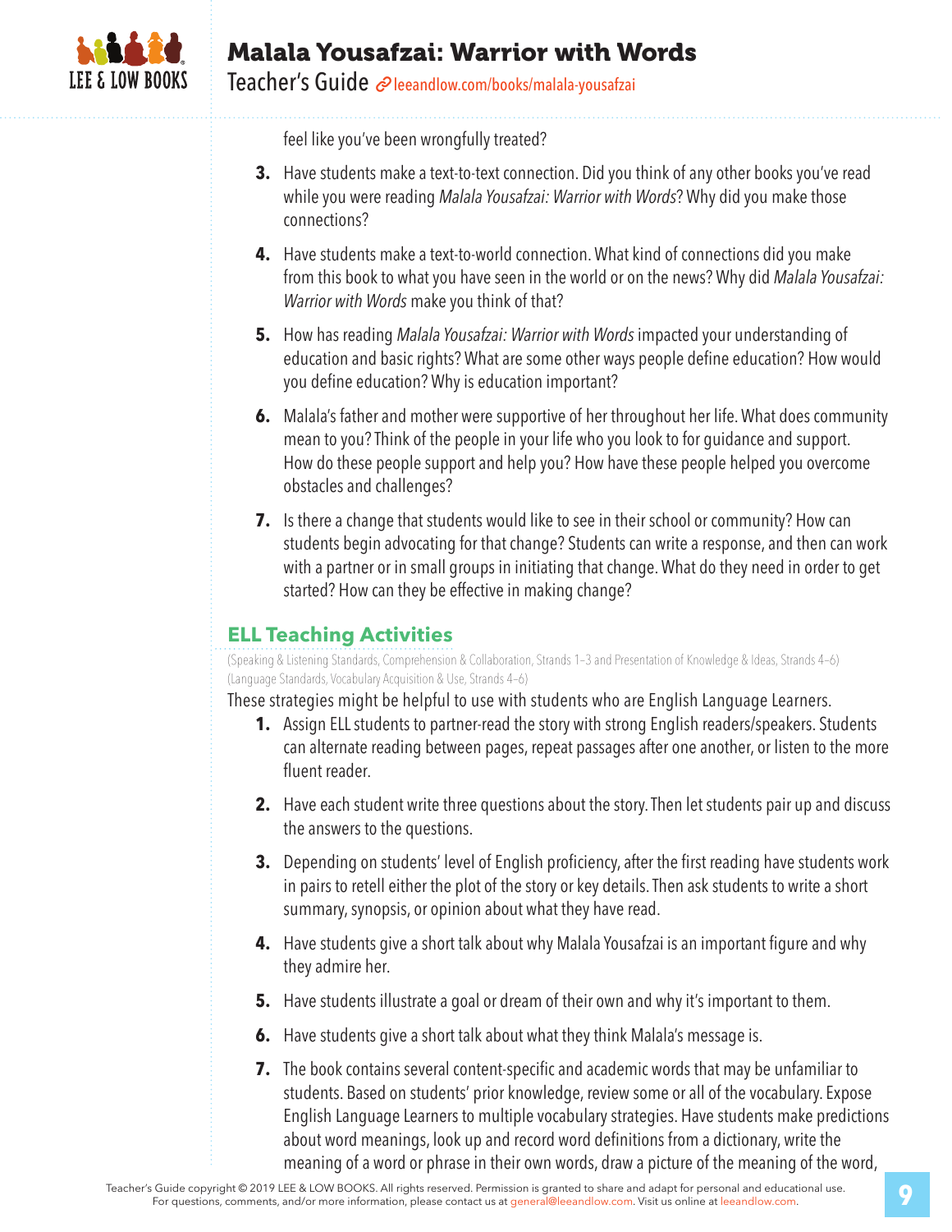feel like you've been wrongfully treated?

3. Have students make a text-to-text connection. Did you think of any other books you've read while you were reading *Malala Yousafzai: Warrior with Words*? Why did you make those connections?

4. Have students make a text-to-world connection. What kind of connections did you make from this book to what you have seen in the world or on the news? Why did *Malala Yousafzai: Warrior with Words* make you think of that?

5. How has reading *Malala Yousafzai: Warrior with Words* impacted your understanding of education and basic rights? What are some other ways people define education? How would you define education? Why is education important?

6. Malala's father and mother were supportive of her throughout her life. What does community mean to you? Think of the people in your life who you look to for guidance and support. How do these people support and help you? How have these people helped you overcome obstacles and challenges?

7. Is there a change that students would like to see in their school or community? How can students begin advocating for that change? Students can write a response, and then can work with a partner or in small groups in initiating that change. What do they need in order to get started? How can they be effective in making change?

## ELL Teaching Activities

(Speaking & Listening Standards, Comprehension & Collaboration, Strands 1–3 and Presentation of Knowledge & Ideas, Strands 4–6)
(Language Standards, Vocabulary Acquisition & Use, Strands 4–6)

These strategies might be helpful to use with students who are English Language Learners.

1. Assign ELL students to partner-read the story with strong English readers/speakers. Students can alternate reading between pages, repeat passages after one another, or listen to the more fluent reader.

2. Have each student write three questions about the story. Then let students pair up and discuss the answers to the questions.

3. Depending on students' level of English proficiency, after the first reading have students work in pairs to retell either the plot of the story or key details. Then ask students to write a short summary, synopsis, or opinion about what they have read.

4. Have students give a short talk about why Malala Yousafzai is an important figure and why they admire her.

5. Have students illustrate a goal or dream of their own and why it's important to them.

6. Have students give a short talk about what they think Malala's message is.

7. The book contains several content-specific and academic words that may be unfamiliar to students. Based on students' prior knowledge, review some or all of the vocabulary. Expose English Language Learners to multiple vocabulary strategies. Have students make predictions about word meanings, look up and record word definitions from a dictionary, write the meaning of a word or phrase in their own words, draw a picture of the meaning of the word,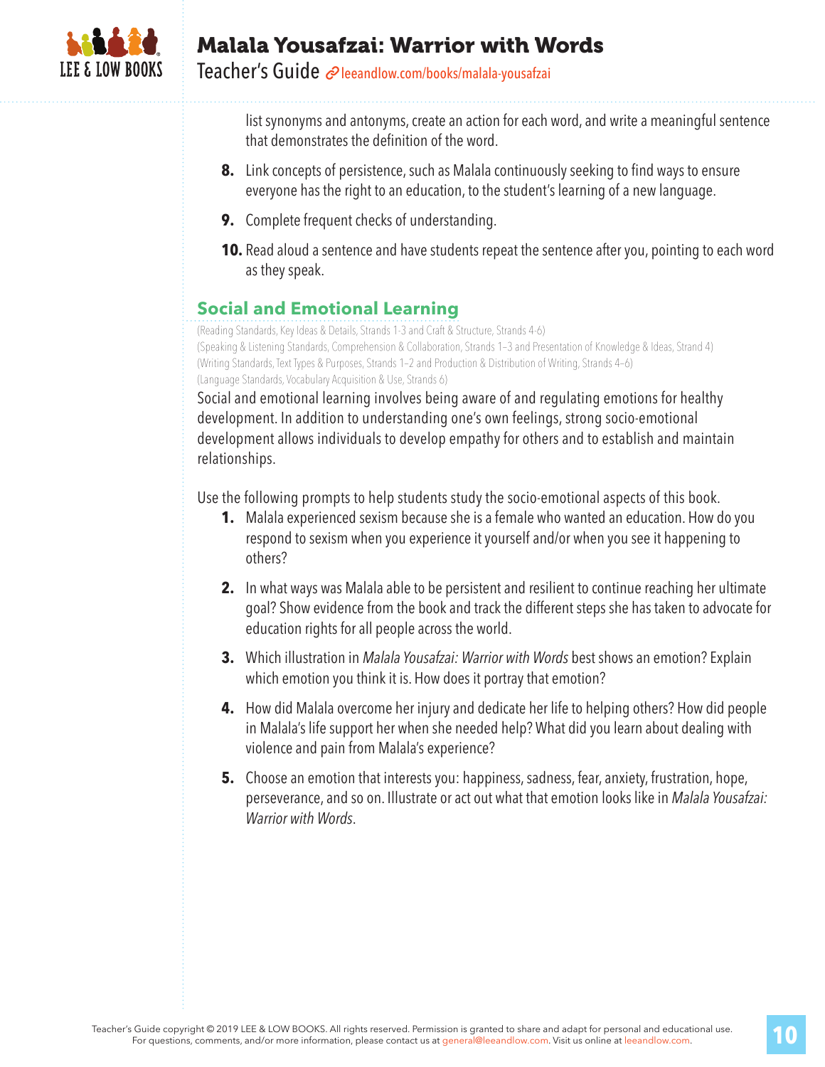list synonyms and antonyms, create an action for each word, and write a meaningful sentence that demonstrates the definition of the word.

8. Link concepts of persistence, such as Malala continuously seeking to find ways to ensure everyone has the right to an education, to the student's learning of a new language.
9. Complete frequent checks of understanding.
10. Read aloud a sentence and have students repeat the sentence after you, pointing to each word as they speak.

## Social and Emotional Learning

(Reading Standards, Key Ideas & Details, Strands 1-3 and Craft & Structure, Strands 4-6)
(Speaking & Listening Standards, Comprehension & Collaboration, Strands 1–3 and Presentation of Knowledge & Ideas, Strand 4)
(Writing Standards, Text Types & Purposes, Strands 1–2 and Production & Distribution of Writing, Strands 4–6)
(Language Standards, Vocabulary Acquisition & Use, Strands 6)

Social and emotional learning involves being aware of and regulating emotions for healthy development. In addition to understanding one's own feelings, strong socio-emotional development allows individuals to develop empathy for others and to establish and maintain relationships.

Use the following prompts to help students study the socio-emotional aspects of this book.

1. Malala experienced sexism because she is a female who wanted an education. How do you respond to sexism when you experience it yourself and/or when you see it happening to others?
2. In what ways was Malala able to be persistent and resilient to continue reaching her ultimate goal? Show evidence from the book and track the different steps she has taken to advocate for education rights for all people across the world.
3. Which illustration in *Malala Yousafzai: Warrior with Words* best shows an emotion? Explain which emotion you think it is. How does it portray that emotion?
4. How did Malala overcome her injury and dedicate her life to helping others? How did people in Malala's life support her when she needed help? What did you learn about dealing with violence and pain from Malala's experience?
5. Choose an emotion that interests you: happiness, sadness, fear, anxiety, frustration, hope, perseverance, and so on. Illustrate or act out what that emotion looks like in *Malala Yousafzai: Warrior with Words*.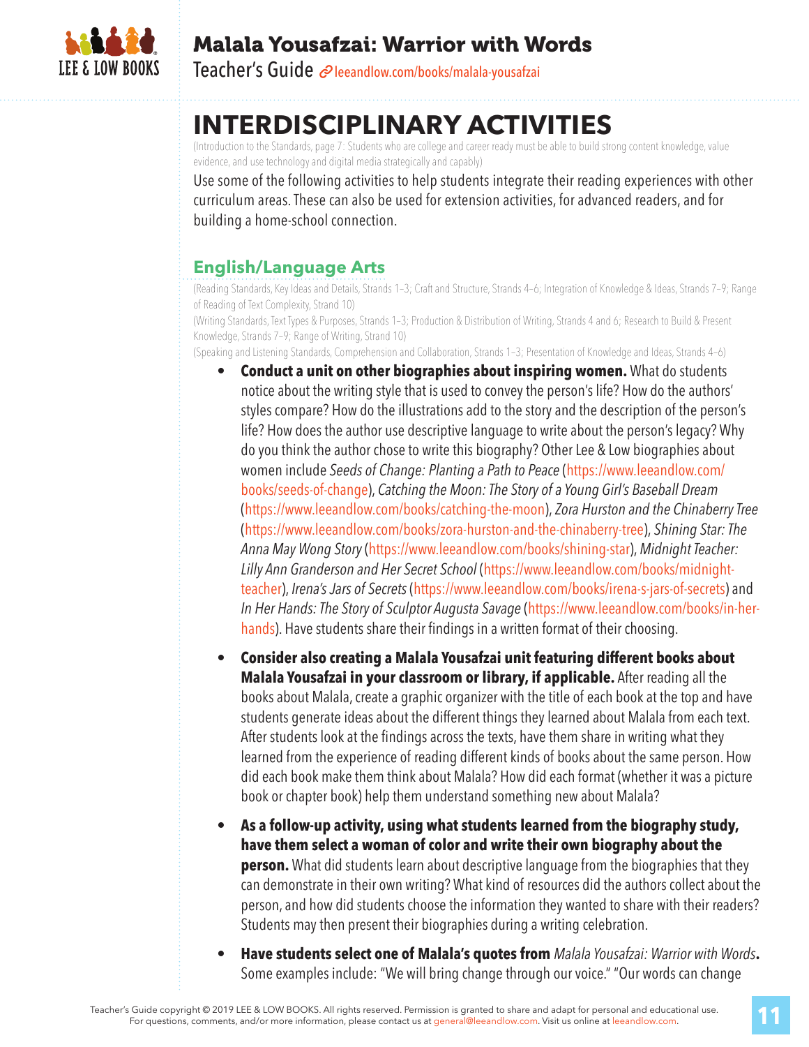# INTERDISCIPLINARY ACTIVITIES

(Introduction to the Standards, page 7: Students who are college and career ready must be able to build strong content knowledge, value evidence, and use technology and digital media strategically and capably)

Use some of the following activities to help students integrate their reading experiences with other curriculum areas. These can also be used for extension activities, for advanced readers, and for building a home-school connection.

## English/Language Arts

(Reading Standards, Key Ideas and Details, Strands 1–3; Craft and Structure, Strands 4–6; Integration of Knowledge & Ideas, Strands 7–9; Range of Reading of Text Complexity, Strand 10)

(Writing Standards, Text Types & Purposes, Strands 1–3; Production & Distribution of Writing, Strands 4 and 6; Research to Build & Present Knowledge, Strands 7–9; Range of Writing, Strand 10)

(Speaking and Listening Standards, Comprehension and Collaboration, Strands 1–3; Presentation of Knowledge and Ideas, Strands 4–6)

- **Conduct a unit on other biographies about inspiring women.** What do students notice about the writing style that is used to convey the person's life? How do the authors' styles compare? How do the illustrations add to the story and the description of the person's life? How does the author use descriptive language to write about the person's legacy? Why do you think the author chose to write this biography? Other Lee & Low biographies about women include *Seeds of Change: Planting a Path to Peace* (https://www.leeandlow.com/books/seeds-of-change), *Catching the Moon: The Story of a Young Girl's Baseball Dream* (https://www.leeandlow.com/books/catching-the-moon), *Zora Hurston and the Chinaberry Tree* (https://www.leeandlow.com/books/zora-hurston-and-the-chinaberry-tree), *Shining Star: The Anna May Wong Story* (https://www.leeandlow.com/books/shining-star), *Midnight Teacher: Lilly Ann Granderson and Her Secret School* (https://www.leeandlow.com/books/midnight-teacher), *Irena's Jars of Secrets* (https://www.leeandlow.com/books/irena-s-jars-of-secrets) and *In Her Hands: The Story of Sculptor Augusta Savage* (https://www.leeandlow.com/books/in-her-hands). Have students share their findings in a written format of their choosing.

- **Consider also creating a Malala Yousafzai unit featuring different books about Malala Yousafzai in your classroom or library, if applicable.** After reading all the books about Malala, create a graphic organizer with the title of each book at the top and have students generate ideas about the different things they learned about Malala from each text. After students look at the findings across the texts, have them share in writing what they learned from the experience of reading different kinds of books about the same person. How did each book make them think about Malala? How did each format (whether it was a picture book or chapter book) help them understand something new about Malala?

- **As a follow-up activity, using what students learned from the biography study, have them select a woman of color and write their own biography about the person.** What did students learn about descriptive language from the biographies that they can demonstrate in their own writing? What kind of resources did the authors collect about the person, and how did students choose the information they wanted to share with their readers? Students may then present their biographies during a writing celebration.

- **Have students select one of Malala's quotes from** ***Malala Yousafzai: Warrior with Words*****.** Some examples include: "We will bring change through our voice." "Our words can change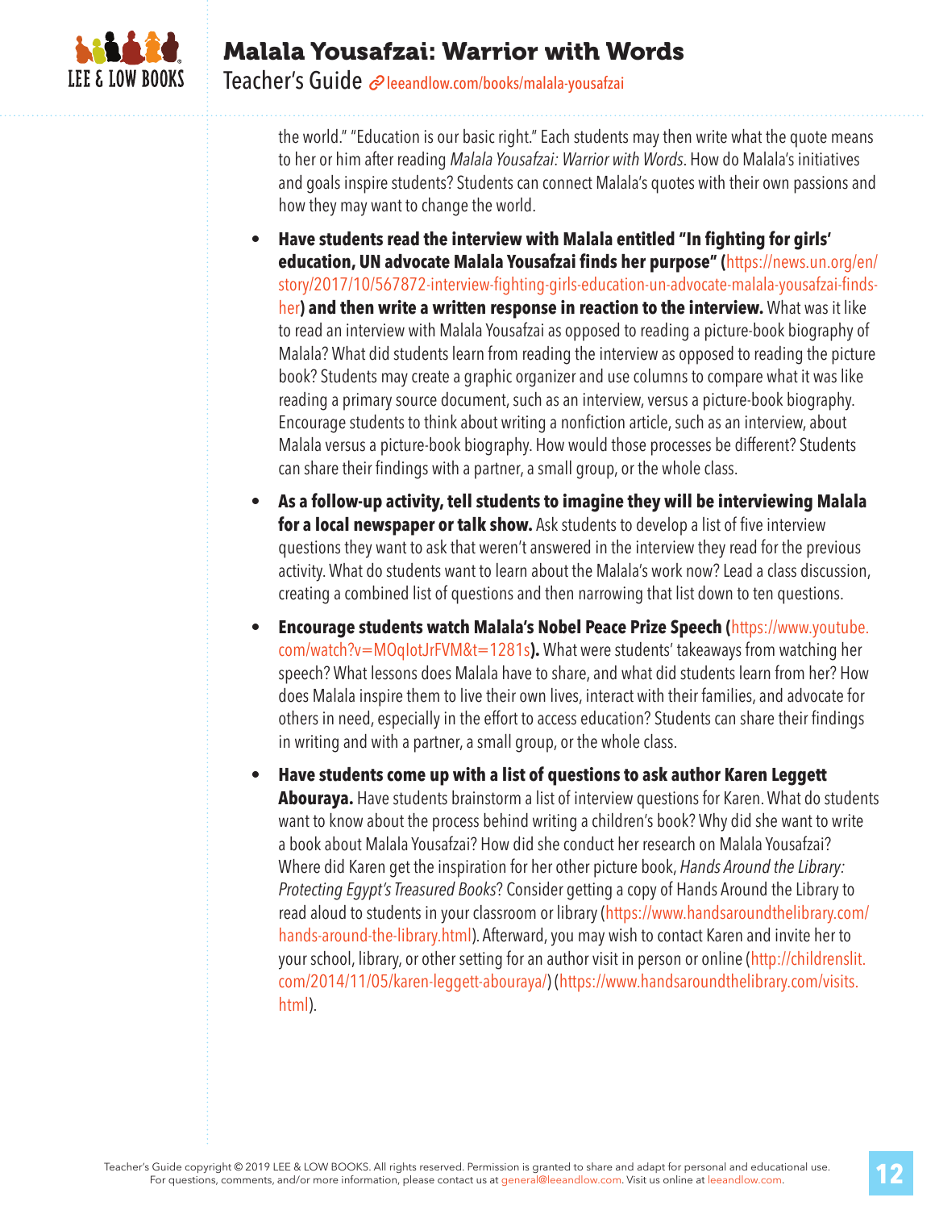the world." "Education is our basic right." Each students may then write what the quote means to her or him after reading *Malala Yousafzai: Warrior with Words*. How do Malala's initiatives and goals inspire students? Students can connect Malala's quotes with their own passions and how they may want to change the world.

- **Have students read the interview with Malala entitled "In fighting for girls' education, UN advocate Malala Yousafzai finds her purpose" (**https://news.un.org/en/story/2017/10/567872-interview-fighting-girls-education-un-advocate-malala-yousafzai-finds-her**) and then write a written response in reaction to the interview.** What was it like to read an interview with Malala Yousafzai as opposed to reading a picture-book biography of Malala? What did students learn from reading the interview as opposed to reading the picture book? Students may create a graphic organizer and use columns to compare what it was like reading a primary source document, such as an interview, versus a picture-book biography. Encourage students to think about writing a nonfiction article, such as an interview, about Malala versus a picture-book biography. How would those processes be different? Students can share their findings with a partner, a small group, or the whole class.

- **As a follow-up activity, tell students to imagine they will be interviewing Malala for a local newspaper or talk show.** Ask students to develop a list of five interview questions they want to ask that weren't answered in the interview they read for the previous activity. What do students want to learn about the Malala's work now? Lead a class discussion, creating a combined list of questions and then narrowing that list down to ten questions.

- **Encourage students watch Malala's Nobel Peace Prize Speech (**https://www.youtube.com/watch?v=MOqIotJrFVM&t=1281s**).** What were students' takeaways from watching her speech? What lessons does Malala have to share, and what did students learn from her? How does Malala inspire them to live their own lives, interact with their families, and advocate for others in need, especially in the effort to access education? Students can share their findings in writing and with a partner, a small group, or the whole class.

- **Have students come up with a list of questions to ask author Karen Leggett Abouraya.** Have students brainstorm a list of interview questions for Karen. What do students want to know about the process behind writing a children's book? Why did she want to write a book about Malala Yousafzai? How did she conduct her research on Malala Yousafzai? Where did Karen get the inspiration for her other picture book, *Hands Around the Library: Protecting Egypt's Treasured Books*? Consider getting a copy of Hands Around the Library to read aloud to students in your classroom or library (https://www.handsaroundthelibrary.com/hands-around-the-library.html). Afterward, you may wish to contact Karen and invite her to your school, library, or other setting for an author visit in person or online (http://childrenslit.com/2014/11/05/karen-leggett-abouraya/) (https://www.handsaroundthelibrary.com/visits.html).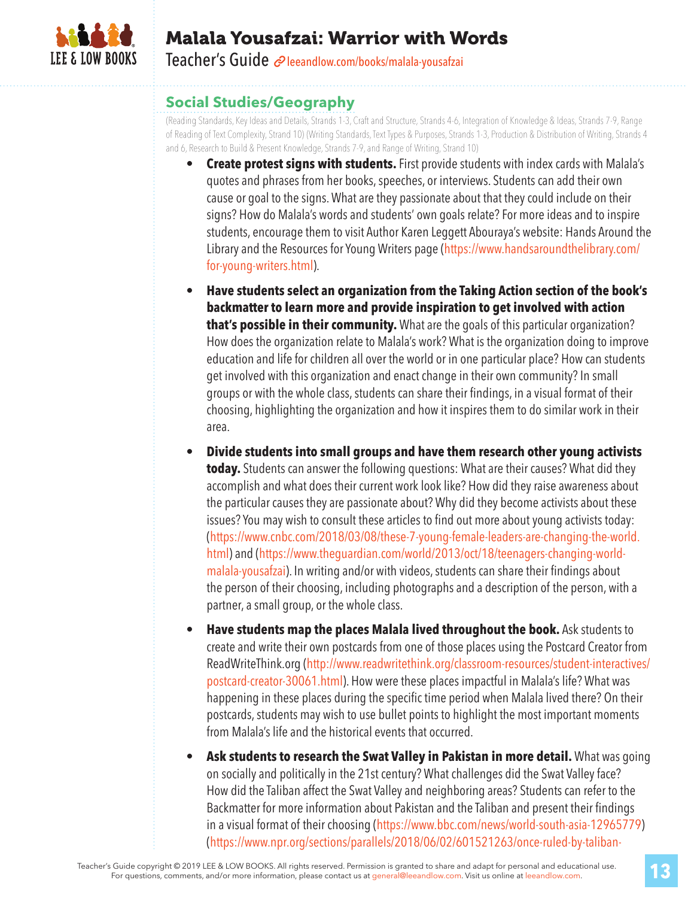## Social Studies/Geography

(Reading Standards, Key Ideas and Details, Strands 1-3, Craft and Structure, Strands 4-6, Integration of Knowledge & Ideas, Strands 7-9, Range of Reading of Text Complexity, Strand 10) (Writing Standards, Text Types & Purposes, Strands 1-3, Production & Distribution of Writing, Strands 4 and 6, Research to Build & Present Knowledge, Strands 7-9, and Range of Writing, Strand 10)

- **Create protest signs with students.** First provide students with index cards with Malala's quotes and phrases from her books, speeches, or interviews. Students can add their own cause or goal to the signs. What are they passionate about that they could include on their signs? How do Malala's words and students' own goals relate? For more ideas and to inspire students, encourage them to visit Author Karen Leggett Abouraya's website: Hands Around the Library and the Resources for Young Writers page (https://www.handsaroundthelibrary.com/for-young-writers.html).
- **Have students select an organization from the Taking Action section of the book's backmatter to learn more and provide inspiration to get involved with action that's possible in their community.** What are the goals of this particular organization? How does the organization relate to Malala's work? What is the organization doing to improve education and life for children all over the world or in one particular place? How can students get involved with this organization and enact change in their own community? In small groups or with the whole class, students can share their findings, in a visual format of their choosing, highlighting the organization and how it inspires them to do similar work in their area.
- **Divide students into small groups and have them research other young activists today.** Students can answer the following questions: What are their causes? What did they accomplish and what does their current work look like? How did they raise awareness about the particular causes they are passionate about? Why did they become activists about these issues? You may wish to consult these articles to find out more about young activists today: (https://www.cnbc.com/2018/03/08/these-7-young-female-leaders-are-changing-the-world.html) and (https://www.theguardian.com/world/2013/oct/18/teenagers-changing-world-malala-yousafzai). In writing and/or with videos, students can share their findings about the person of their choosing, including photographs and a description of the person, with a partner, a small group, or the whole class.
- **Have students map the places Malala lived throughout the book.** Ask students to create and write their own postcards from one of those places using the Postcard Creator from ReadWriteThink.org (http://www.readwritethink.org/classroom-resources/student-interactives/postcard-creator-30061.html). How were these places impactful in Malala's life? What was happening in these places during the specific time period when Malala lived there? On their postcards, students may wish to use bullet points to highlight the most important moments from Malala's life and the historical events that occurred.
- **Ask students to research the Swat Valley in Pakistan in more detail.** What was going on socially and politically in the 21st century? What challenges did the Swat Valley face? How did the Taliban affect the Swat Valley and neighboring areas? Students can refer to the Backmatter for more information about Pakistan and the Taliban and present their findings in a visual format of their choosing (https://www.bbc.com/news/world-south-asia-12965779) (https://www.npr.org/sections/parallels/2018/06/02/601521263/once-ruled-by-taliban-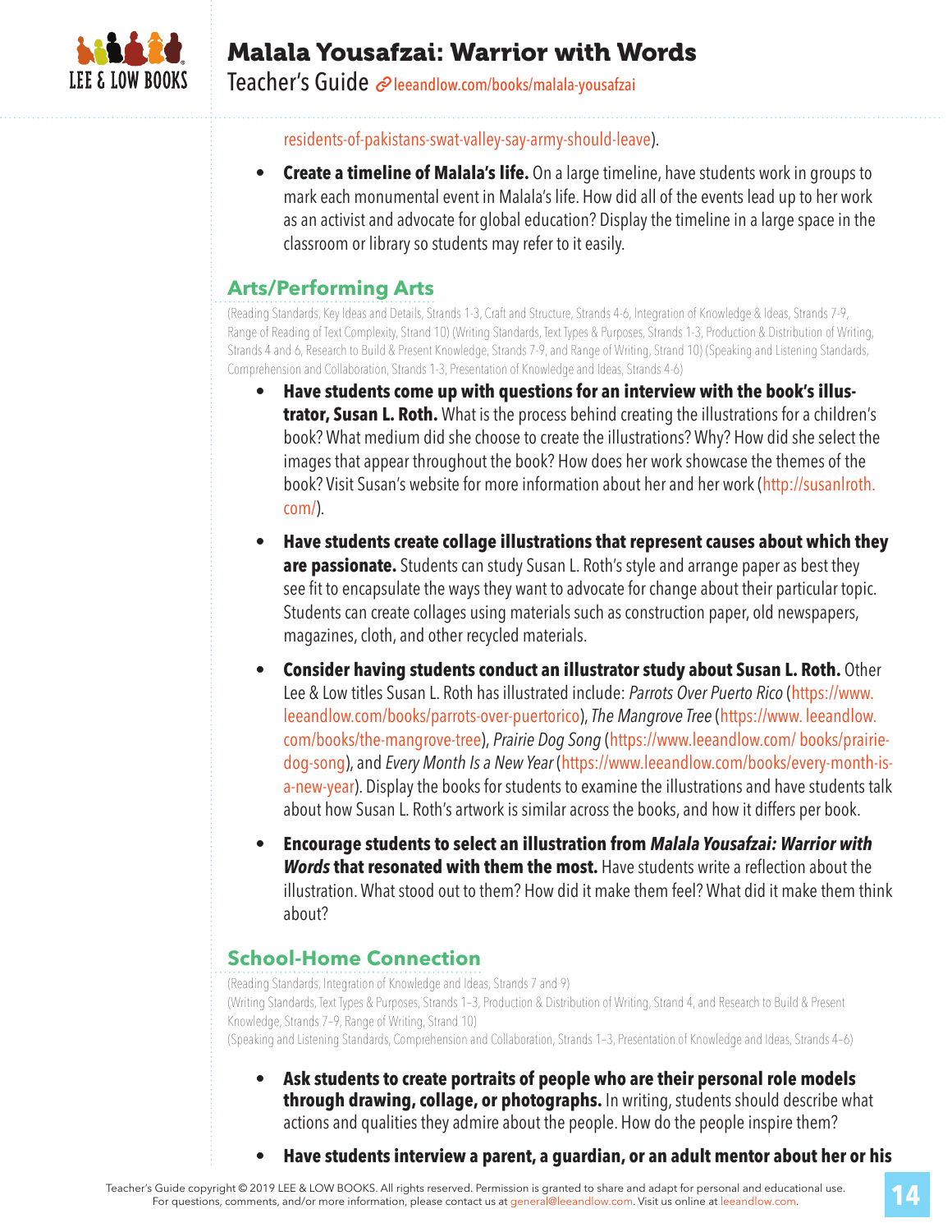residents-of-pakistans-swat-valley-say-army-should-leave).

- **Create a timeline of Malala's life.** On a large timeline, have students work in groups to mark each monumental event in Malala's life. How did all of the events lead up to her work as an activist and advocate for global education? Display the timeline in a large space in the classroom or library so students may refer to it easily.

## Arts/Performing Arts

(Reading Standards, Key Ideas and Details, Strands 1-3, Craft and Structure, Strands 4-6, Integration of Knowledge & Ideas, Strands 7-9, Range of Reading of Text Complexity, Strand 10) (Writing Standards, Text Types & Purposes, Strands 1-3, Production & Distribution of Writing, Strands 4 and 6, Research to Build & Present Knowledge, Strands 7-9, and Range of Writing, Strand 10) (Speaking and Listening Standards, Comprehension and Collaboration, Strands 1-3, Presentation of Knowledge and Ideas, Strands 4-6)

- **Have students come up with questions for an interview with the book's illustrator, Susan L. Roth.** What is the process behind creating the illustrations for a children's book? What medium did she choose to create the illustrations? Why? How did she select the images that appear throughout the book? How does her work showcase the themes of the book? Visit Susan's website for more information about her and her work (http://susanlroth.com/).

- **Have students create collage illustrations that represent causes about which they are passionate.** Students can study Susan L. Roth's style and arrange paper as best they see fit to encapsulate the ways they want to advocate for change about their particular topic. Students can create collages using materials such as construction paper, old newspapers, magazines, cloth, and other recycled materials.

- **Consider having students conduct an illustrator study about Susan L. Roth.** Other Lee & Low titles Susan L. Roth has illustrated include: *Parrots Over Puerto Rico* (https://www.leeandlow.com/books/parrots-over-puertorico), *The Mangrove Tree* (https://www.leeandlow.com/books/the-mangrove-tree), *Prairie Dog Song* (https://www.leeandlow.com/books/prairie-dog-song), and *Every Month Is a New Year* (https://www.leeandlow.com/books/every-month-is-a-new-year). Display the books for students to examine the illustrations and have students talk about how Susan L. Roth's artwork is similar across the books, and how it differs per book.

- **Encourage students to select an illustration from *Malala Yousafzai: Warrior with Words* that resonated with them the most.** Have students write a reflection about the illustration. What stood out to them? How did it make them feel? What did it make them think about?

## School-Home Connection

(Reading Standards, Integration of Knowledge and Ideas, Strands 7 and 9)
(Writing Standards, Text Types & Purposes, Strands 1–3, Production & Distribution of Writing, Strand 4, and Research to Build & Present Knowledge, Strands 7–9, Range of Writing, Strand 10)
(Speaking and Listening Standards, Comprehension and Collaboration, Strands 1–3, Presentation of Knowledge and Ideas, Strands 4–6)

- **Ask students to create portraits of people who are their personal role models through drawing, collage, or photographs.** In writing, students should describe what actions and qualities they admire about the people. How do the people inspire them?

- **Have students interview a parent, a guardian, or an adult mentor about her or his**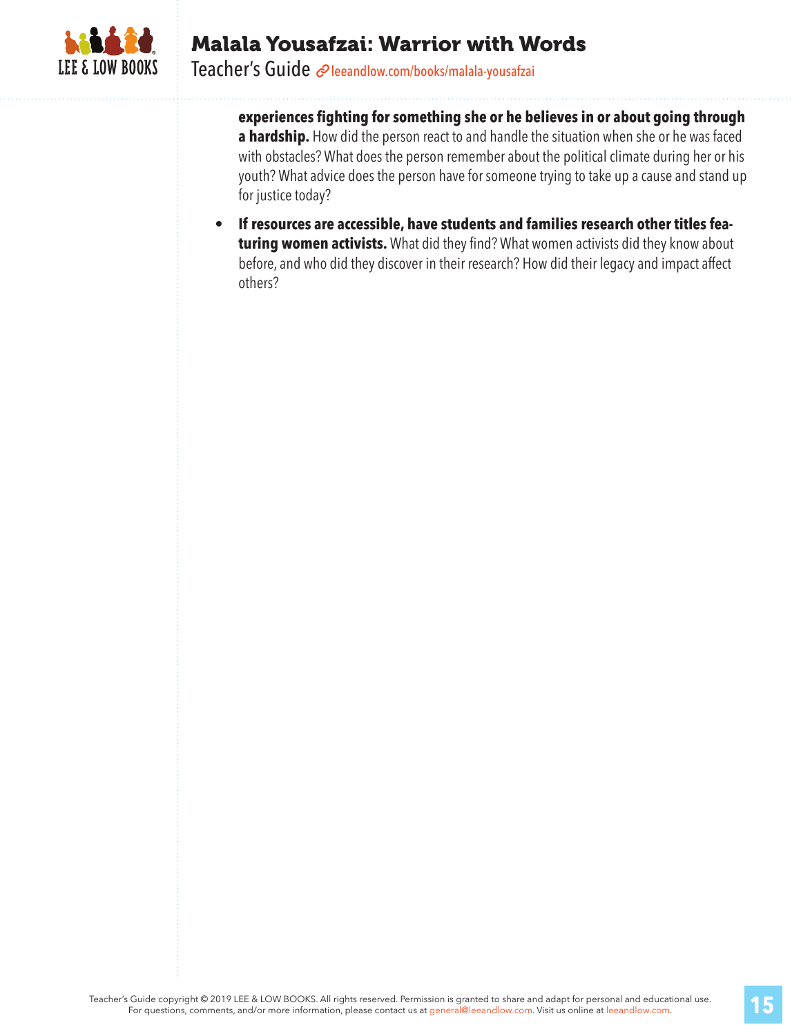**experiences fighting for something she or he believes in or about going through a hardship.** How did the person react to and handle the situation when she or he was faced with obstacles? What does the person remember about the political climate during her or his youth? What advice does the person have for someone trying to take up a cause and stand up for justice today?

- **If resources are accessible, have students and families research other titles featuring women activists.** What did they find? What women activists did they know about before, and who did they discover in their research? How did their legacy and impact affect others?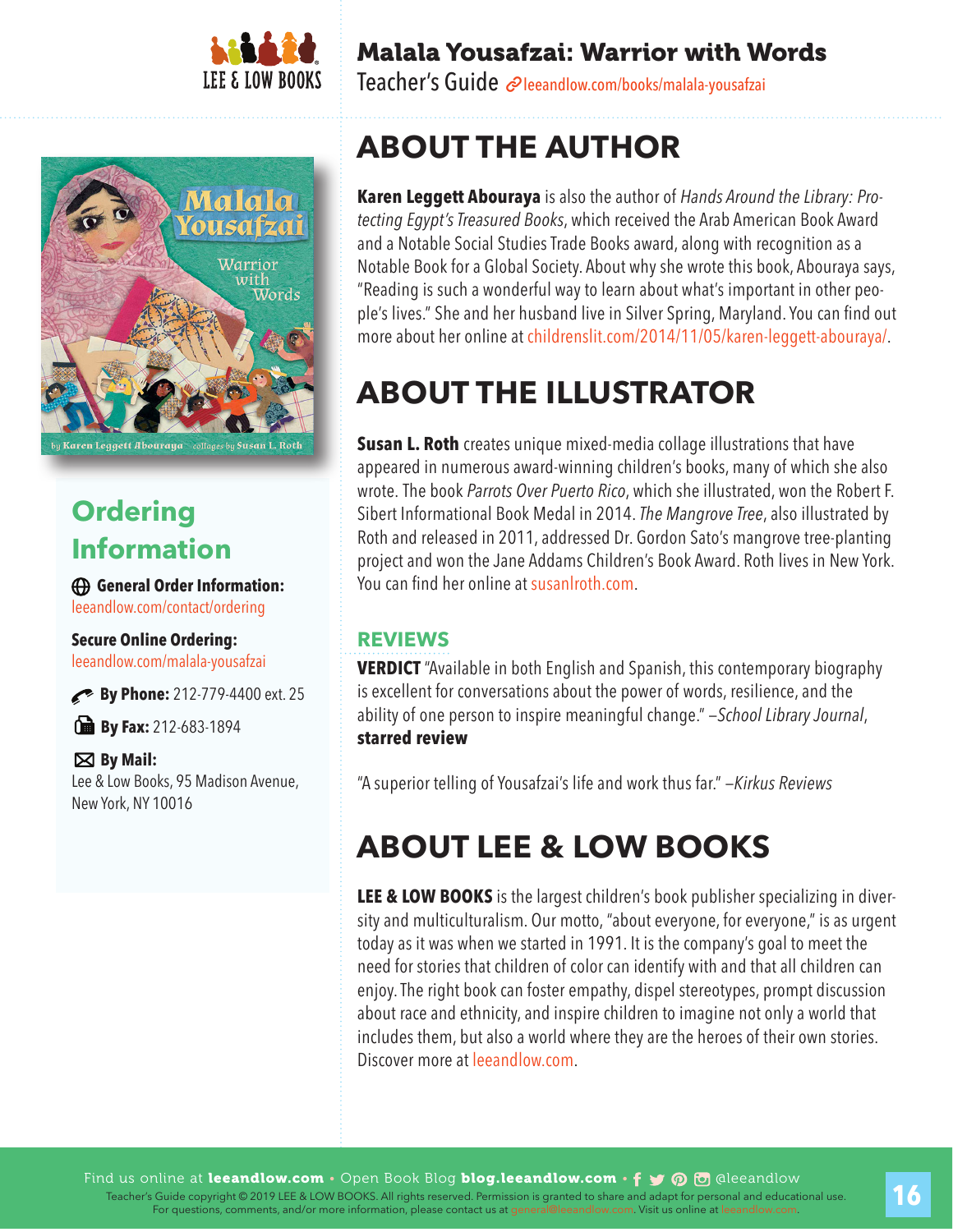# Malala Yousafzai: Warrior with Words

Teacher's Guide leeandlow.com/books/malala-yousafzai

## Ordering Information

**General Order Information:** leeandlow.com/contact/ordering

**Secure Online Ordering:** leeandlow.com/malala-yousafzai

**By Phone:** 212-779-4400 ext. 25

**By Fax:** 212-683-1894

**By Mail:**
Lee & Low Books, 95 Madison Avenue, New York, NY 10016

## ABOUT THE AUTHOR

**Karen Leggett Abouraya** is also the author of *Hands Around the Library: Protecting Egypt's Treasured Books*, which received the Arab American Book Award and a Notable Social Studies Trade Books award, along with recognition as a Notable Book for a Global Society. About why she wrote this book, Abouraya says, "Reading is such a wonderful way to learn about what's important in other people's lives." She and her husband live in Silver Spring, Maryland. You can find out more about her online at childrenslit.com/2014/11/05/karen-leggett-abouraya/.

## ABOUT THE ILLUSTRATOR

**Susan L. Roth** creates unique mixed-media collage illustrations that have appeared in numerous award-winning children's books, many of which she also wrote. The book *Parrots Over Puerto Rico*, which she illustrated, won the Robert F. Sibert Informational Book Medal in 2014. *The Mangrove Tree*, also illustrated by Roth and released in 2011, addressed Dr. Gordon Sato's mangrove tree-planting project and won the Jane Addams Children's Book Award. Roth lives in New York. You can find her online at susanlroth.com.

### REVIEWS

**VERDICT** "Available in both English and Spanish, this contemporary biography is excellent for conversations about the power of words, resilience, and the ability of one person to inspire meaningful change." –*School Library Journal*, **starred review**

"A superior telling of Yousafzai's life and work thus far." –*Kirkus Reviews*

## ABOUT LEE & LOW BOOKS

**LEE & LOW BOOKS** is the largest children's book publisher specializing in diversity and multiculturalism. Our motto, "about everyone, for everyone," is as urgent today as it was when we started in 1991. It is the company's goal to meet the need for stories that children of color can identify with and that all children can enjoy. The right book can foster empathy, dispel stereotypes, prompt discussion about race and ethnicity, and inspire children to imagine not only a world that includes them, but also a world where they are the heroes of their own stories. Discover more at leeandlow.com.

Find us online at **leeandlow.com** • Open Book Blog **blog.leeandlow.com** • @leeandlow

Teacher's Guide copyright © 2019 LEE & LOW BOOKS. All rights reserved. Permission is granted to share and adapt for personal and educational use. For questions, comments, and/or more information, please contact us at general@leeandlow.com. Visit us online at leeandlow.com.